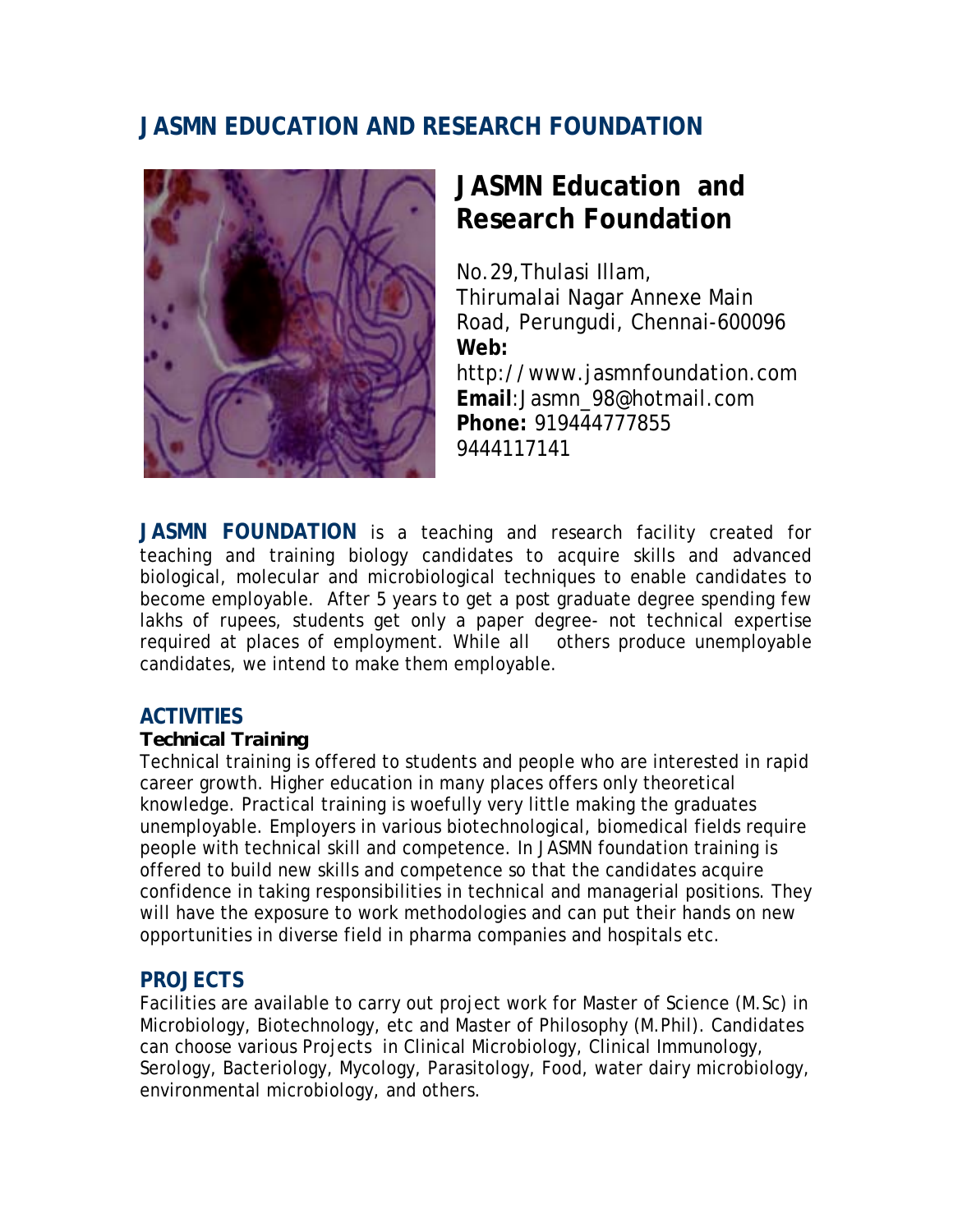# JASMN EDUCATION AND RESEARCH FOUNDATION

## JASMN Education and Research Foundation

No.29,Thulasi Illam,
Thirumalai Nagar Annexe Main Road, Perungudi, Chennai-600096
**Web:** http://www.jasmnfoundation.com
**Email**:Jasmn_98@hotmail.com
**Phone:** 919444777855
9444117141

**JASMN FOUNDATION** is a teaching and research facility created for teaching and training biology candidates to acquire skills and advanced biological, molecular and microbiological techniques to enable candidates to become employable. After 5 years to get a post graduate degree spending few lakhs of rupees, students get only a paper degree- not technical expertise required at places of employment. While all others produce unemployable candidates, we intend to make them employable.

## ACTIVITIES

**Technical Training**

Technical training is offered to students and people who are interested in rapid career growth. Higher education in many places offers only theoretical knowledge. Practical training is woefully very little making the graduates unemployable. Employers in various biotechnological, biomedical fields require people with technical skill and competence. In JASMN foundation training is offered to build new skills and competence so that the candidates acquire confidence in taking responsibilities in technical and managerial positions. They will have the exposure to work methodologies and can put their hands on new opportunities in diverse field in pharma companies and hospitals etc.

## PROJECTS

Facilities are available to carry out project work for Master of Science (M.Sc) in Microbiology, Biotechnology, etc and Master of Philosophy (M.Phil). Candidates can choose various Projects in Clinical Microbiology, Clinical Immunology, Serology, Bacteriology, Mycology, Parasitology, Food, water dairy microbiology, environmental microbiology, and others.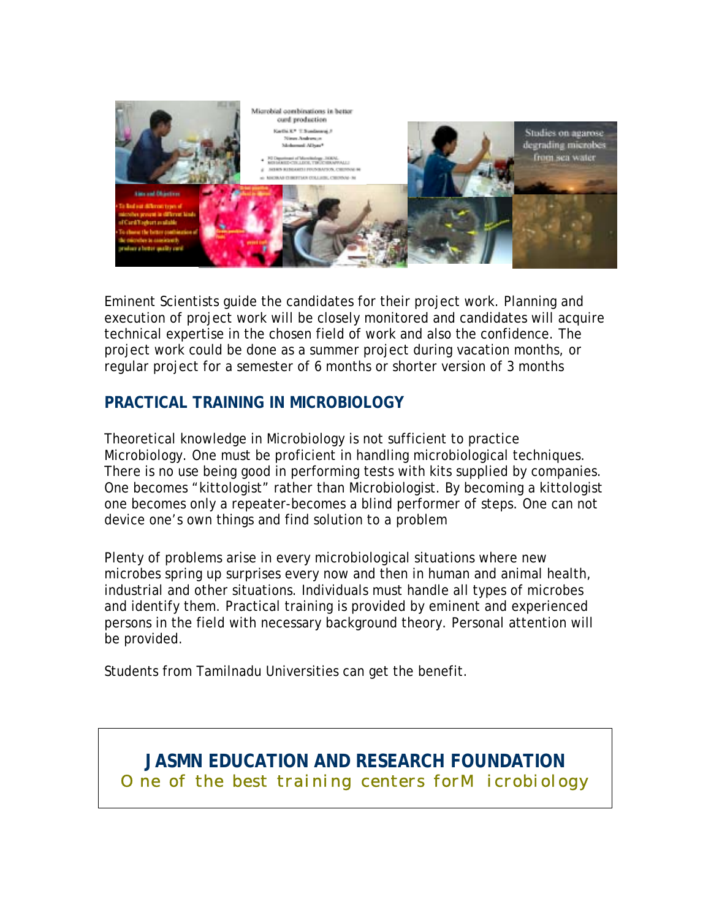Eminent Scientists guide the candidates for their project work. Planning and execution of project work will be closely monitored and candidates will acquire technical expertise in the chosen field of work and also the confidence. The project work could be done as a summer project during vacation months, or regular project for a semester of 6 months or shorter version of 3 months

## PRACTICAL TRAINING IN MICROBIOLOGY

Theoretical knowledge in Microbiology is not sufficient to practice Microbiology. One must be proficient in handling microbiological techniques. There is no use being good in performing tests with kits supplied by companies. One becomes "kittologist" rather than Microbiologist. By becoming a kittologist one becomes only a repeater-becomes a blind performer of steps. One can not device one's own things and find solution to a problem

Plenty of problems arise in every microbiological situations where new microbes spring up surprises every now and then in human and animal health, industrial and other situations. Individuals must handle all types of microbes and identify them. Practical training is provided by eminent and experienced persons in the field with necessary background theory. Personal attention will be provided.

Students from Tamilnadu Universities can get the benefit.

**JASMN EDUCATION AND RESEARCH FOUNDATION**

One of the best training centers for Microbiology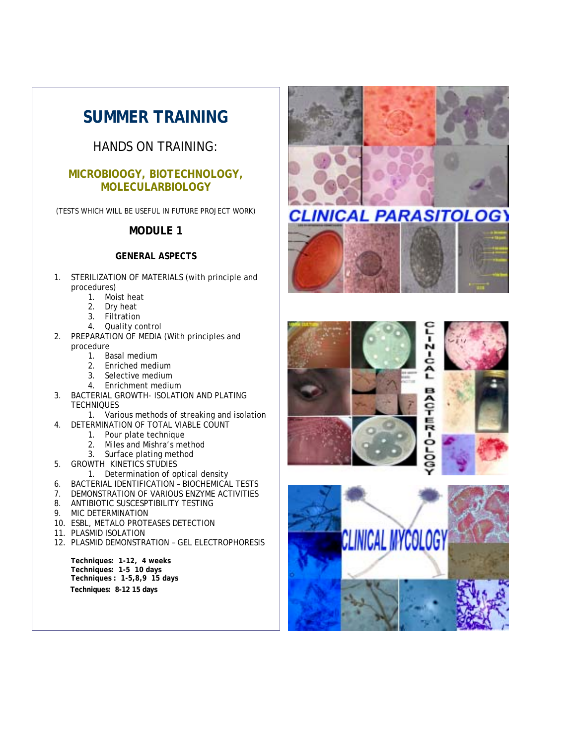# SUMMER TRAINING

## HANDS ON TRAINING:

### MICROBIOOGY, BIOTECHNOLOGY, MOLECULARBIOLOGY

(TESTS WHICH WILL BE USEFUL IN FUTURE PROJECT WORK)

## MODULE 1

### GENERAL ASPECTS

1. STERILIZATION OF MATERIALS (with principle and procedures)
    1. Moist heat
    2. Dry heat
    3. Filtration
    4. Quality control
2. PREPARATION OF MEDIA (With principles and procedure
    1. Basal medium
    2. Enriched medium
    3. Selective medium
    4. Enrichment medium
3. BACTERIAL GROWTH- ISOLATION AND PLATING TECHNIQUES
    1. Various methods of streaking and isolation
4. DETERMINATION OF TOTAL VIABLE COUNT
    1. Pour plate technique
    2. Miles and Mishra's method
    3. Surface plating method
5. GROWTH KINETICS STUDIES
    1. Determination of optical density
6. BACTERIAL IDENTIFICATION – BIOCHEMICAL TESTS
7. DEMONSTRATION OF VARIOUS ENZYME ACTIVITIES
8. ANTIBIOTIC SUSCESPTIBILITY TESTING
9. MIC DETERMINATION
10. ESBL, METALO PROTEASES DETECTION
11. PLASMID ISOLATION
12. PLASMID DEMONSTRATION – GEL ELECTROPHORESIS

**Techniques: 1-12, 4 weeks**
**Techniques: 1-5 10 days**
**Techniques : 1-5,8,9 15 days**
**Techniques: 8-12 15 days**

CLINICAL PARASITOLOGY

CLINICAL BACTERIOLOGY

CLINICAL MYCOLOGY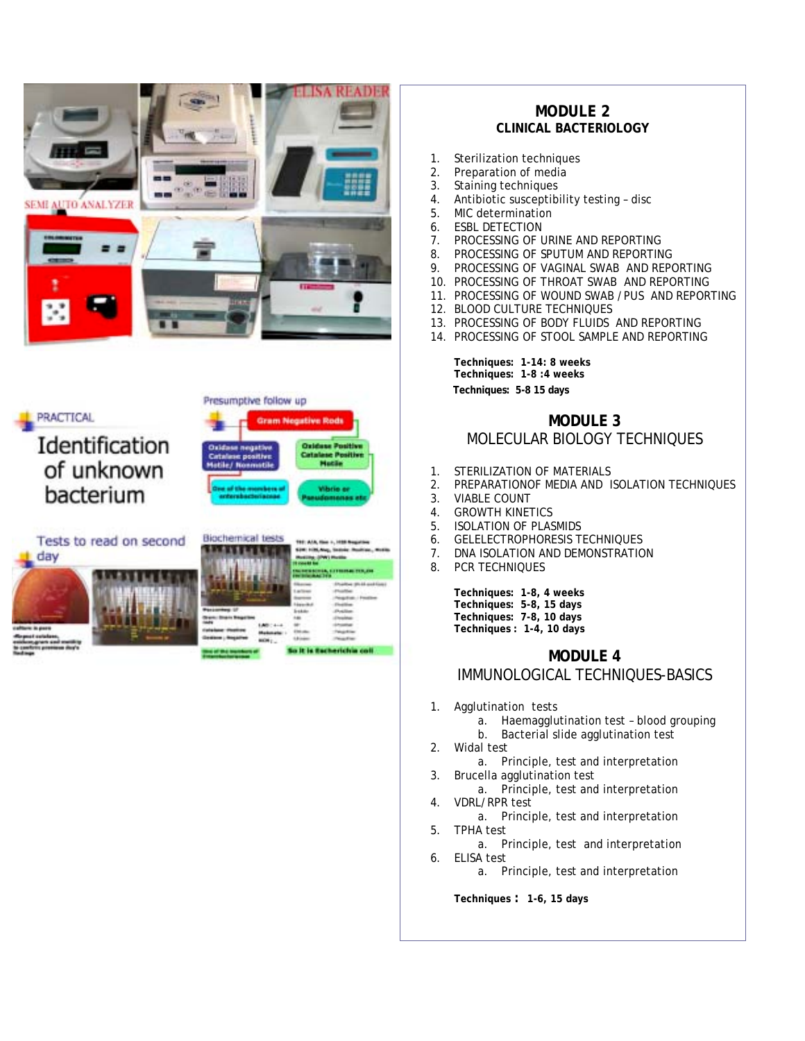## MODULE 2
### CLINICAL BACTERIOLOGY

1. Sterilization techniques
2. Preparation of media
3. Staining techniques
4. Antibiotic susceptibility testing – disc
5. MIC determination
6. ESBL DETECTION
7. PROCESSING OF URINE AND REPORTING
8. PROCESSING OF SPUTUM AND REPORTING
9. PROCESSING OF VAGINAL SWAB AND REPORTING
10. PROCESSING OF THROAT SWAB AND REPORTING
11. PROCESSING OF WOUND SWAB / PUS AND REPORTING
12. BLOOD CULTURE TECHNIQUES
13. PROCESSING OF BODY FLUIDS AND REPORTING
14. PROCESSING OF STOOL SAMPLE AND REPORTING

**Techniques: 1-14: 8 weeks**
**Techniques: 1-8 :4 weeks**
**Techniques: 5-8 15 days**

## MODULE 3
### MOLECULAR BIOLOGY TECHNIQUES

1. STERILIZATION OF MATERIALS
2. PREPARATIONOF MEDIA AND ISOLATION TECHNIQUES
3. VIABLE COUNT
4. GROWTH KINETICS
5. ISOLATION OF PLASMIDS
6. GELELECTROPHORESIS TECHNIQUES
7. DNA ISOLATION AND DEMONSTRATION
8. PCR TECHNIQUES

**Techniques: 1-8, 4 weeks**
**Techniques: 5-8, 15 days**
**Techniques: 7-8, 10 days**
**Techniques : 1-4, 10 days**

## MODULE 4
### IMMUNOLOGICAL TECHNIQUES-BASICS

1. Agglutination tests
   a. Haemagglutination test – blood grouping
   b. Bacterial slide agglutination test
2. Widal test
   a. Principle, test and interpretation
3. Brucella agglutination test
   a. Principle, test and interpretation
4. VDRL/RPR test
   a. Principle, test and interpretation
5. TPHA test
   a. Principle, test and interpretation
6. ELISA test
   a. Principle, test and interpretation

**Techniques : 1-6, 15 days**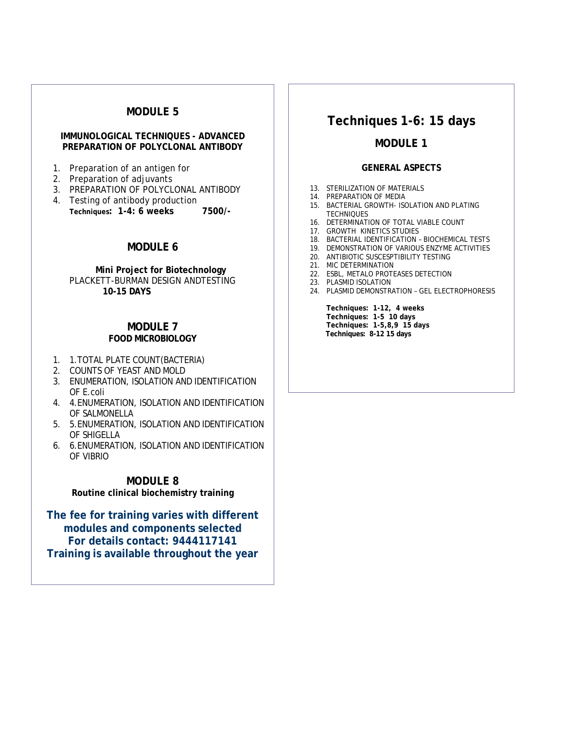## MODULE 5

**IMMUNOLOGICAL TECHNIQUES - ADVANCED PREPARATION OF POLYCLONAL ANTIBODY**

1. Preparation of an antigen for
2. Preparation of adjuvants
3. PREPARATION OF POLYCLONAL ANTIBODY
4. Testing of antibody production

**Techniques: 1-4: 6 weeks 7500/-**

## MODULE 6

**Mini Project for Biotechnology**

PLACKETT-BURMAN DESIGN ANDTESTING

**10-15 DAYS**

## MODULE 7

**FOOD MICROBIOLOGY**

1. 1.TOTAL PLATE COUNT(BACTERIA)
2. COUNTS OF YEAST AND MOLD
3. ENUMERATION, ISOLATION AND IDENTIFICATION OF E.coli
4. 4.ENUMERATION, ISOLATION AND IDENTIFICATION OF SALMONELLA
5. 5.ENUMERATION, ISOLATION AND IDENTIFICATION OF SHIGELLA
6. 6.ENUMERATION, ISOLATION AND IDENTIFICATION OF VIBRIO

## MODULE 8

**Routine clinical biochemistry training**

**The fee for training varies with different modules and components selected**
**For details contact: 9444117141**
**Training is available throughout the year**

## Techniques 1-6: 15 days

## MODULE 1

**GENERAL ASPECTS**

13. STERILIZATION OF MATERIALS
14. PREPARATION OF MEDIA
15. BACTERIAL GROWTH- ISOLATION AND PLATING TECHNIQUES
16. DETERMINATION OF TOTAL VIABLE COUNT
17. GROWTH KINETICS STUDIES
18. BACTERIAL IDENTIFICATION – BIOCHEMICAL TESTS
19. DEMONSTRATION OF VARIOUS ENZYME ACTIVITIES
20. ANTIBIOTIC SUSCESPTIBILITY TESTING
21. MIC DETERMINATION
22. ESBL, METALO PROTEASES DETECTION
23. PLASMID ISOLATION
24. PLASMID DEMONSTRATION – GEL ELECTROPHORESIS

**Techniques: 1-12, 4 weeks**
**Techniques: 1-5 10 days**
**Techniques: 1-5,8,9 15 days**
**Techniques: 8-12 15 days**